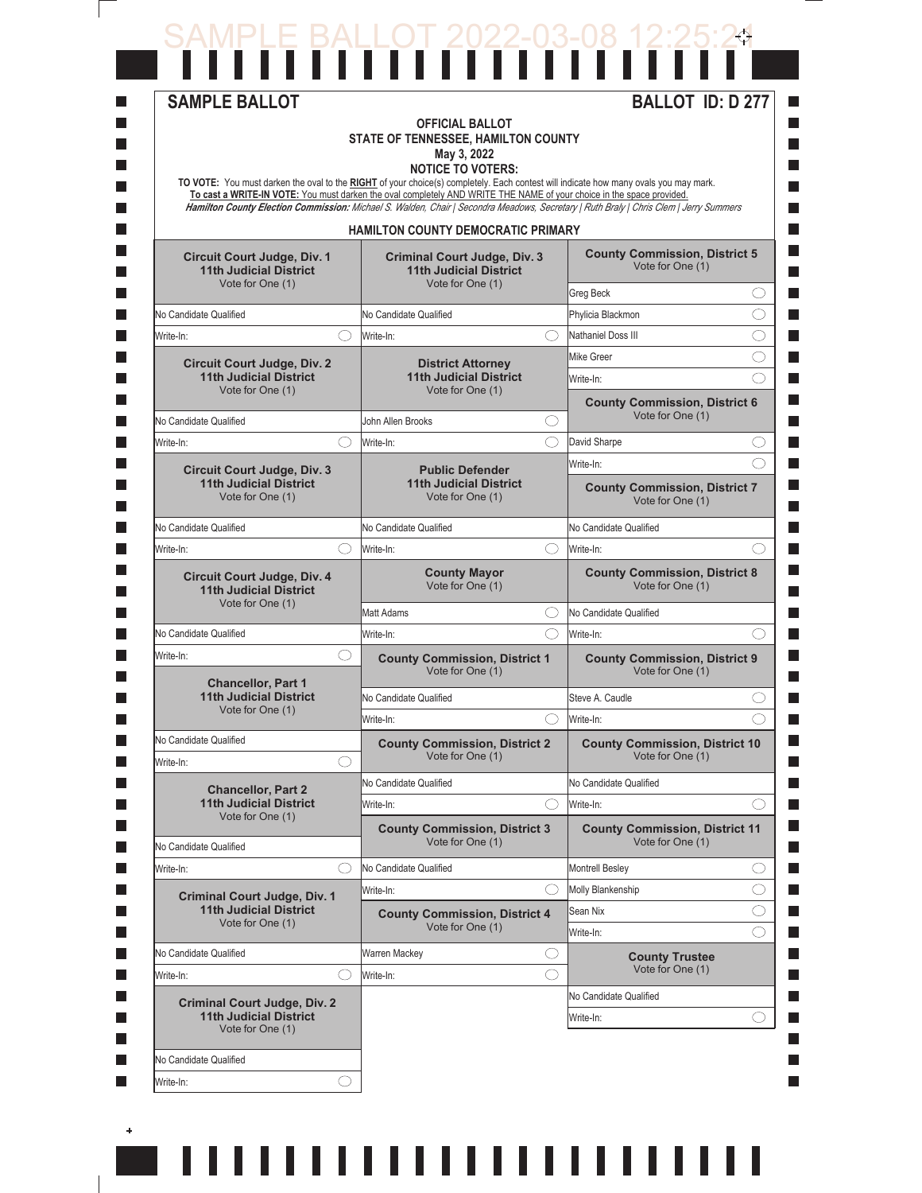SAMPLE BALLOT 2022-03-08 12:25:24

**SAMPLE BALLOT** **BALLOT ID: D 277**

**OFFICIAL BALLOT**
**STATE OF TENNESSEE, HAMILTON COUNTY**
**May 3, 2022**
**NOTICE TO VOTERS:**

**TO VOTE:** You must darken the oval to the **RIGHT** of your choice(s) completely. Each contest will indicate how many ovals you may mark.
**To cast a WRITE-IN VOTE:** You must darken the oval completely AND WRITE THE NAME of your choice in the space provided.
***Hamilton County Election Commission:*** *Michael S. Walden, Chair | Secondra Meadows, Secretary | Ruth Braly | Chris Clem | Jerry Summers*

## HAMILTON COUNTY DEMOCRATIC PRIMARY

### Circuit Court Judge, Div. 1, 11th Judicial District
Vote for One (1)
- No Candidate Qualified
- Write-In: ◯

### Circuit Court Judge, Div. 2, 11th Judicial District
Vote for One (1)
- No Candidate Qualified
- Write-In: ◯

### Circuit Court Judge, Div. 3, 11th Judicial District
Vote for One (1)
- No Candidate Qualified
- Write-In: ◯

### Circuit Court Judge, Div. 4, 11th Judicial District
Vote for One (1)
- No Candidate Qualified
- Write-In: ◯

### Chancellor, Part 1, 11th Judicial District
Vote for One (1)
- No Candidate Qualified
- Write-In: ◯

### Chancellor, Part 2, 11th Judicial District
Vote for One (1)
- No Candidate Qualified
- Write-In: ◯

### Criminal Court Judge, Div. 1, 11th Judicial District
Vote for One (1)
- No Candidate Qualified
- Write-In: ◯

### Criminal Court Judge, Div. 2, 11th Judicial District
Vote for One (1)
- No Candidate Qualified
- Write-In: ◯

### Criminal Court Judge, Div. 3, 11th Judicial District
Vote for One (1)
- No Candidate Qualified
- Write-In: ◯

### District Attorney, 11th Judicial District
Vote for One (1)
- John Allen Brooks ◯
- Write-In: ◯

### Public Defender, 11th Judicial District
Vote for One (1)
- No Candidate Qualified
- Write-In: ◯

### County Mayor
Vote for One (1)
- Matt Adams ◯
- Write-In: ◯

### County Commission, District 1
Vote for One (1)
- No Candidate Qualified
- Write-In: ◯

### County Commission, District 2
Vote for One (1)
- No Candidate Qualified
- Write-In: ◯

### County Commission, District 3
Vote for One (1)
- No Candidate Qualified
- Write-In: ◯

### County Commission, District 4
Vote for One (1)
- Warren Mackey ◯
- Write-In: ◯

### County Commission, District 5
Vote for One (1)
- Greg Beck ◯
- Phylicia Blackmon ◯
- Nathaniel Doss III ◯
- Mike Greer ◯
- Write-In: ◯

### County Commission, District 6
Vote for One (1)
- David Sharpe ◯
- Write-In: ◯

### County Commission, District 7
Vote for One (1)
- No Candidate Qualified
- Write-In: ◯

### County Commission, District 8
Vote for One (1)
- No Candidate Qualified
- Write-In: ◯

### County Commission, District 9
Vote for One (1)
- Steve A. Caudle ◯
- Write-In: ◯

### County Commission, District 10
Vote for One (1)
- No Candidate Qualified
- Write-In: ◯

### County Commission, District 11
Vote for One (1)
- Montrell Besley ◯
- Molly Blankenship ◯
- Sean Nix ◯
- Write-In: ◯

### County Trustee
Vote for One (1)
- No Candidate Qualified
- Write-In: ◯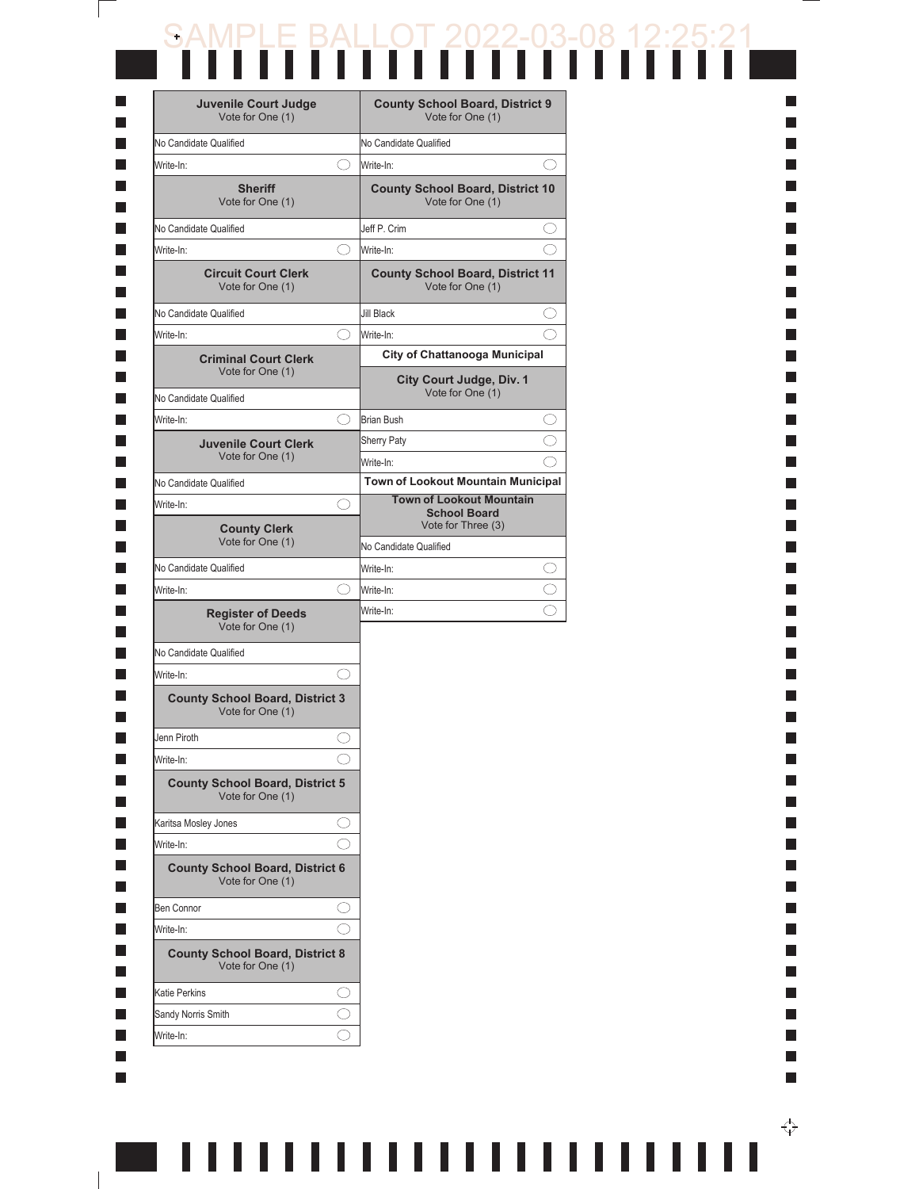SAMPLE BALLOT 2022-03-08 12:25:21

## Juvenile Court Judge
Vote for One (1)

No Candidate Qualified

Write-In: ◯

## Sheriff
Vote for One (1)

No Candidate Qualified

Write-In: ◯

## Circuit Court Clerk
Vote for One (1)

No Candidate Qualified

Write-In: ◯

## Criminal Court Clerk
Vote for One (1)

No Candidate Qualified

Write-In: ◯

## Juvenile Court Clerk
Vote for One (1)

No Candidate Qualified

Write-In: ◯

## County Clerk
Vote for One (1)

No Candidate Qualified

Write-In: ◯

## Register of Deeds
Vote for One (1)

No Candidate Qualified

Write-In: ◯

## County School Board, District 3
Vote for One (1)

Jenn Piroth ◯

Write-In: ◯

## County School Board, District 5
Vote for One (1)

Karitsa Mosley Jones ◯

Write-In: ◯

## County School Board, District 6
Vote for One (1)

Ben Connor ◯

Write-In: ◯

## County School Board, District 8
Vote for One (1)

Katie Perkins ◯

Sandy Norris Smith ◯

Write-In: ◯

## County School Board, District 9
Vote for One (1)

No Candidate Qualified

Write-In: ◯

## County School Board, District 10
Vote for One (1)

Jeff P. Crim ◯

Write-In: ◯

## County School Board, District 11
Vote for One (1)

Jill Black ◯

Write-In: ◯

# City of Chattanooga Municipal

## City Court Judge, Div. 1
Vote for One (1)

Brian Bush ◯

Sherry Paty ◯

Write-In: ◯

# Town of Lookout Mountain Municipal

## Town of Lookout Mountain School Board
Vote for Three (3)

No Candidate Qualified

Write-In: ◯

Write-In: ◯

Write-In: ◯